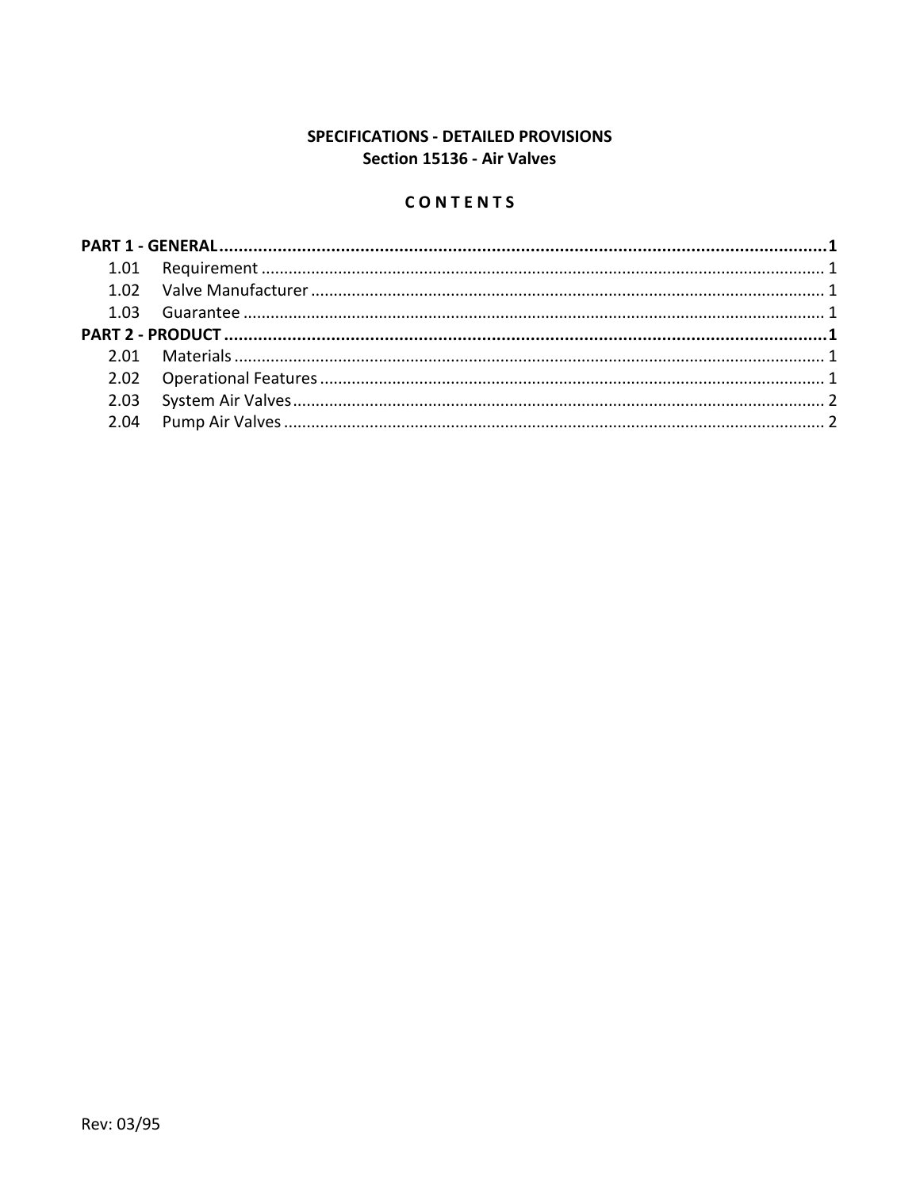**SPECIFICATIONS - DETAILED PROVISIONS**
**Section 15136 - Air Valves**

**C O N T E N T S**

**PART 1 - GENERAL ........................................................................................................................ 1**

1.01 Requirement ........................................................................................................................ 1

1.02 Valve Manufacturer .............................................................................................................. 1

1.03 Guarantee ............................................................................................................................ 1

**PART 2 - PRODUCT ....................................................................................................................... 1**

2.01 Materials .............................................................................................................................. 1

2.02 Operational Features ............................................................................................................ 1

2.03 System Air Valves ................................................................................................................. 2

2.04 Pump Air Valves ................................................................................................................... 2

Rev: 03/95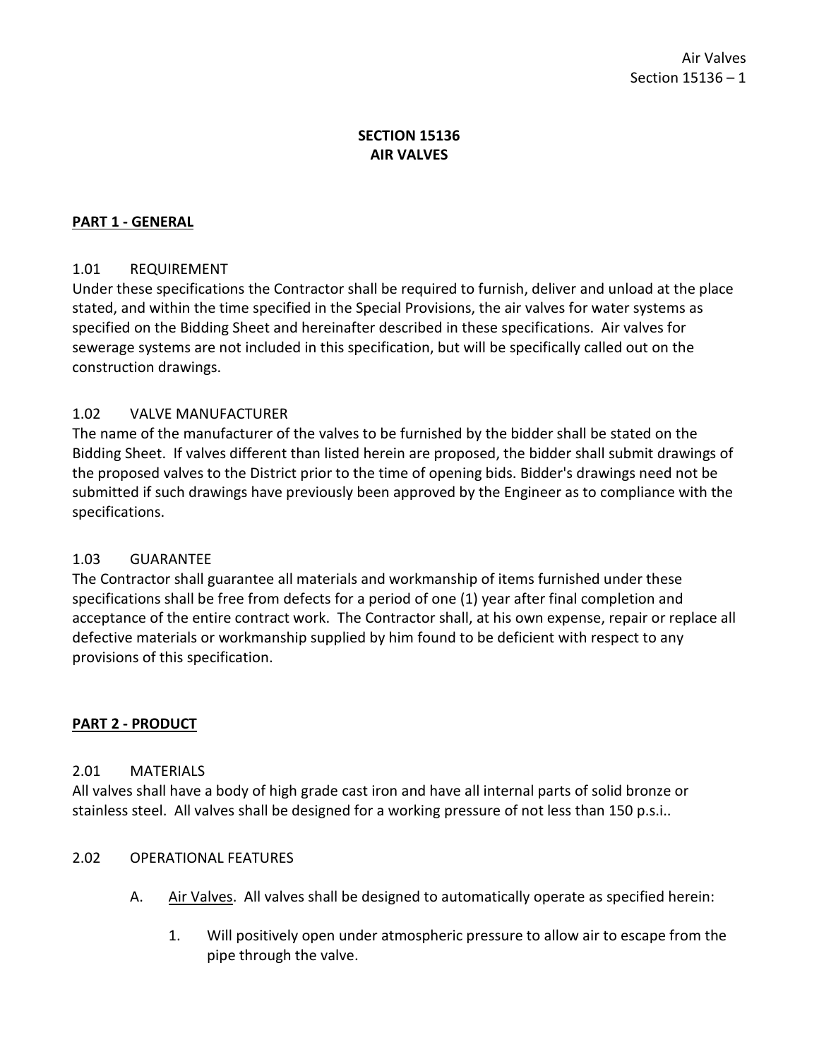# SECTION 15136
# AIR VALVES

## PART 1 - GENERAL

### 1.01 REQUIREMENT

Under these specifications the Contractor shall be required to furnish, deliver and unload at the place stated, and within the time specified in the Special Provisions, the air valves for water systems as specified on the Bidding Sheet and hereinafter described in these specifications. Air valves for sewerage systems are not included in this specification, but will be specifically called out on the construction drawings.

### 1.02 VALVE MANUFACTURER

The name of the manufacturer of the valves to be furnished by the bidder shall be stated on the Bidding Sheet. If valves different than listed herein are proposed, the bidder shall submit drawings of the proposed valves to the District prior to the time of opening bids. Bidder's drawings need not be submitted if such drawings have previously been approved by the Engineer as to compliance with the specifications.

### 1.03 GUARANTEE

The Contractor shall guarantee all materials and workmanship of items furnished under these specifications shall be free from defects for a period of one (1) year after final completion and acceptance of the entire contract work. The Contractor shall, at his own expense, repair or replace all defective materials or workmanship supplied by him found to be deficient with respect to any provisions of this specification.

## PART 2 - PRODUCT

### 2.01 MATERIALS

All valves shall have a body of high grade cast iron and have all internal parts of solid bronze or stainless steel. All valves shall be designed for a working pressure of not less than 150 p.s.i..

### 2.02 OPERATIONAL FEATURES

A. Air Valves. All valves shall be designed to automatically operate as specified herein:

1. Will positively open under atmospheric pressure to allow air to escape from the pipe through the valve.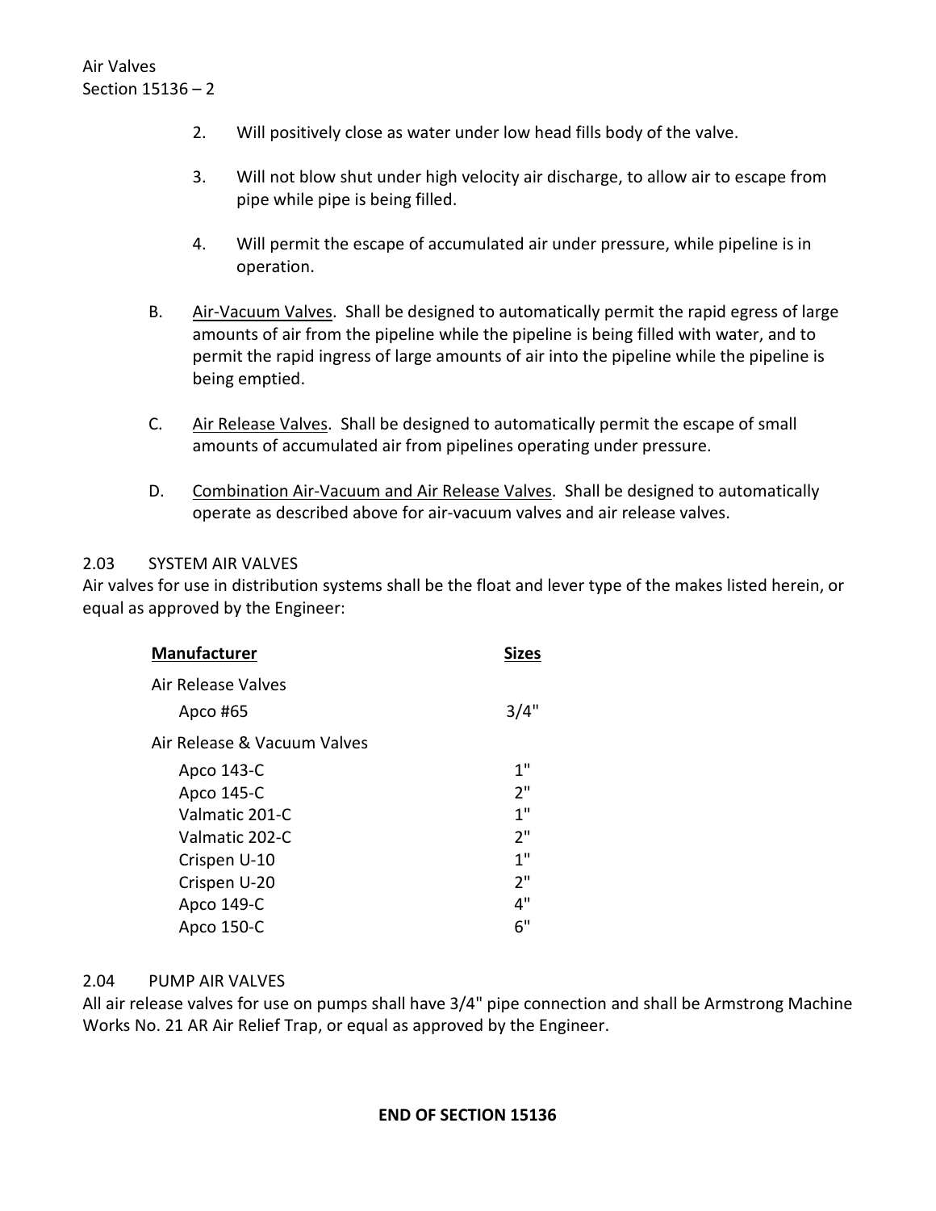2. Will positively close as water under low head fills body of the valve.

3. Will not blow shut under high velocity air discharge, to allow air to escape from pipe while pipe is being filled.

4. Will permit the escape of accumulated air under pressure, while pipeline is in operation.

B. Air-Vacuum Valves. Shall be designed to automatically permit the rapid egress of large amounts of air from the pipeline while the pipeline is being filled with water, and to permit the rapid ingress of large amounts of air into the pipeline while the pipeline is being emptied.

C. Air Release Valves. Shall be designed to automatically permit the escape of small amounts of accumulated air from pipelines operating under pressure.

D. Combination Air-Vacuum and Air Release Valves. Shall be designed to automatically operate as described above for air-vacuum valves and air release valves.

## 2.03 SYSTEM AIR VALVES

Air valves for use in distribution systems shall be the float and lever type of the makes listed herein, or equal as approved by the Engineer:

| **Manufacturer** | **Sizes** |
|---|---|
| Air Release Valves | |
| Apco #65 | 3/4" |
| Air Release & Vacuum Valves | |
| Apco 143-C | 1" |
| Apco 145-C | 2" |
| Valmatic 201-C | 1" |
| Valmatic 202-C | 2" |
| Crispen U-10 | 1" |
| Crispen U-20 | 2" |
| Apco 149-C | 4" |
| Apco 150-C | 6" |

## 2.04 PUMP AIR VALVES

All air release valves for use on pumps shall have 3/4" pipe connection and shall be Armstrong Machine Works No. 21 AR Air Relief Trap, or equal as approved by the Engineer.

**END OF SECTION 15136**